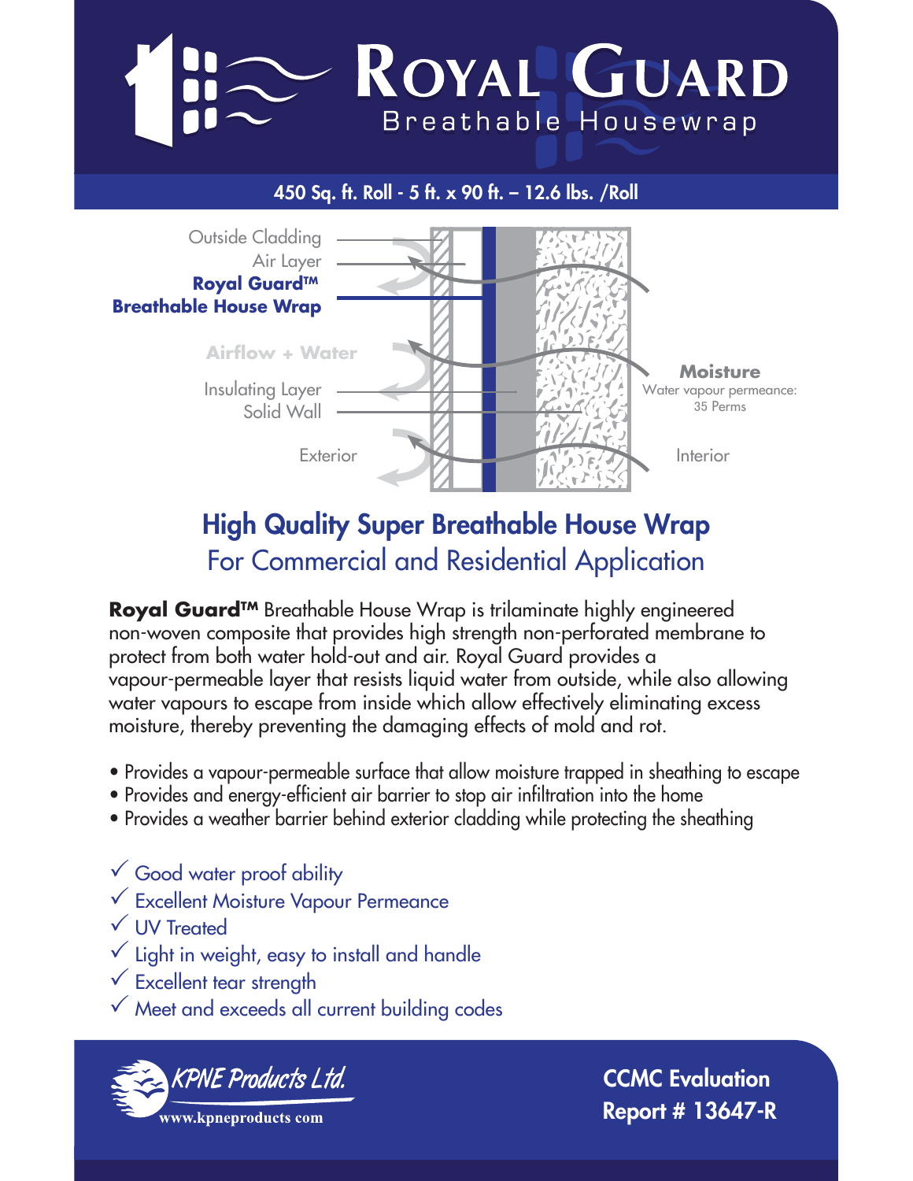# Royal Guard
Breathable Housewrap

**450 Sq. ft. Roll - 5 ft. x 90 ft. – 12.6 lbs. /Roll**

Outside Cladding
Air Layer
**Royal Guard™ Breathable House Wrap**
Airflow + Water
Insulating Layer
Solid Wall
Exterior
**Moisture**
Water vapour permeance: 35 Perms
Interior

## High Quality Super Breathable House Wrap
### For Commercial and Residential Application

**Royal Guard™** Breathable House Wrap is trilaminate highly engineered non-woven composite that provides high strength non-perforated membrane to protect from both water hold-out and air. Royal Guard provides a vapour-permeable layer that resists liquid water from outside, while also allowing water vapours to escape from inside which allow effectively eliminating excess moisture, thereby preventing the damaging effects of mold and rot.

- Provides a vapour-permeable surface that allow moisture trapped in sheathing to escape
- Provides and energy-efficient air barrier to stop air infiltration into the home
- Provides a weather barrier behind exterior cladding while protecting the sheathing

✓ Good water proof ability
✓ Excellent Moisture Vapour Permeance
✓ UV Treated
✓ Light in weight, easy to install and handle
✓ Excellent tear strength
✓ Meet and exceeds all current building codes

KPNE Products Ltd.
www.kpneproducts.com

**CCMC Evaluation Report # 13647-R**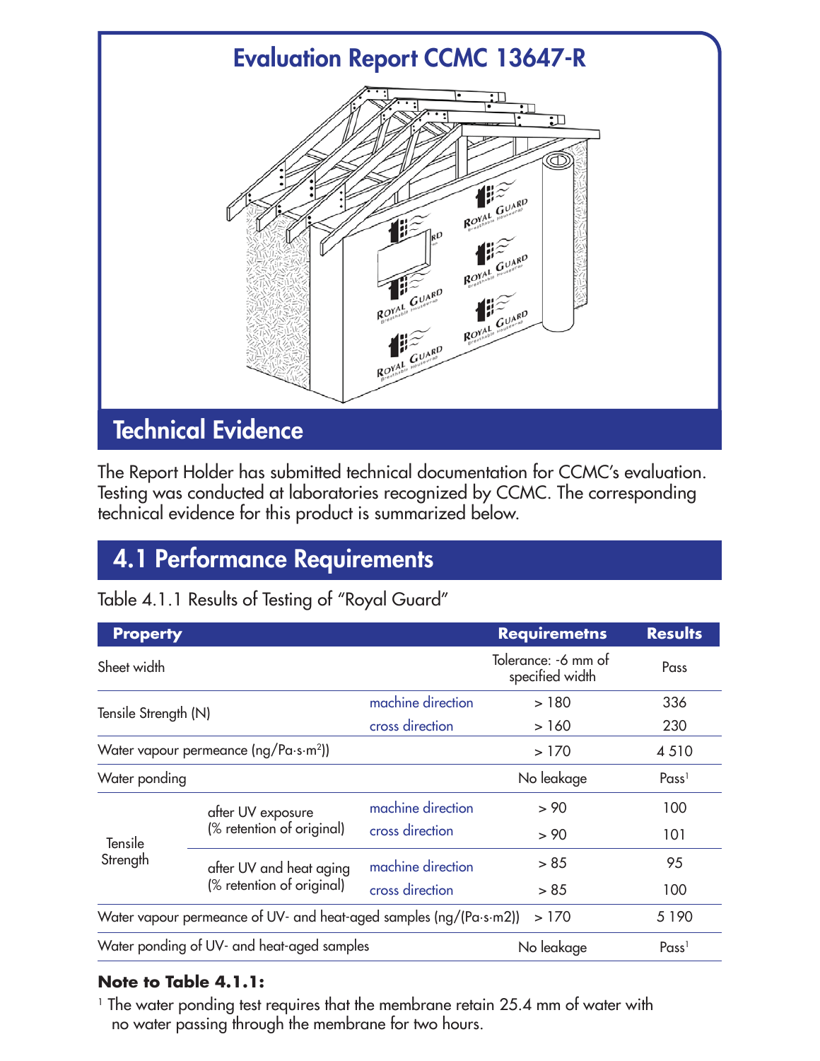# Evaluation Report CCMC 13647-R

## Technical Evidence

The Report Holder has submitted technical documentation for CCMC's evaluation. Testing was conducted at laboratories recognized by CCMC. The corresponding technical evidence for this product is summarized below.

## 4.1 Performance Requirements

Table 4.1.1 Results of Testing of "Royal Guard"

| Property | | | Requiremetns | Results |
|---|---|---|---|---|
| Sheet width | | | Tolerance: -6 mm of specified width | Pass |
| Tensile Strength (N) | | machine direction | > 180 | 336 |
| | | cross direction | > 160 | 230 |
| Water vapour permeance (ng/Pa·s·m$^2$)) | | | > 170 | 4 510 |
| Water ponding | | | No leakage | Pass[1] |
| Tensile Strength | after UV exposure (% retention of original) | machine direction | > 90 | 100 |
| | | cross direction | > 90 | 101 |
| | after UV and heat aging (% retention of original) | machine direction | > 85 | 95 |
| | | cross direction | > 85 | 100 |
| Water vapour permeance of UV- and heat-aged samples (ng/(Pa·s·m2)) | | | > 170 | 5 190 |
| Water ponding of UV- and heat-aged samples | | | No leakage | Pass[1] |

**Note to Table 4.1.1:**

[1] The water ponding test requires that the membrane retain 25.4 mm of water with no water passing through the membrane for two hours.